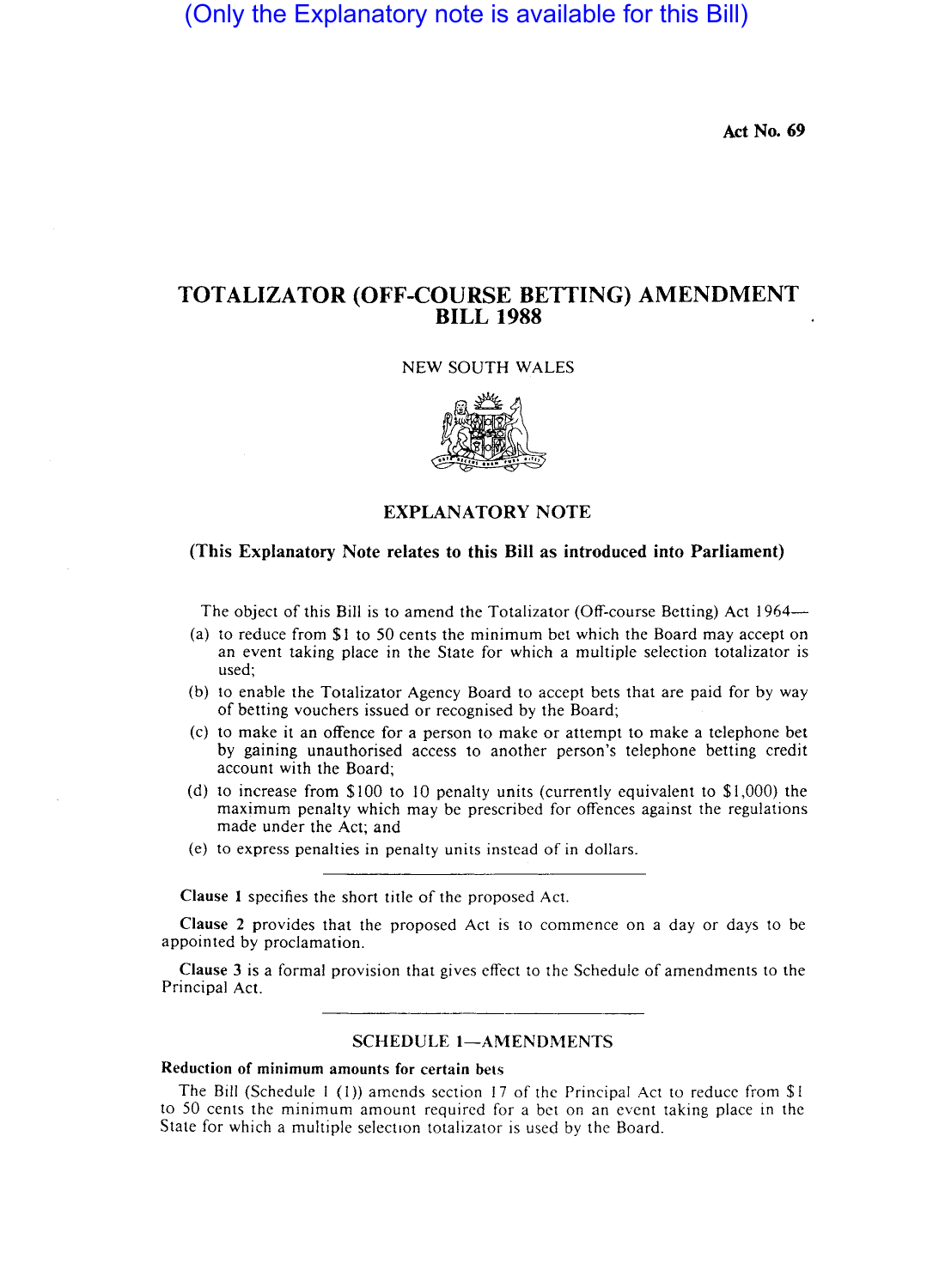(Only the Explanatory note is available for this Bill)

**Act No. 69**

# TOTALIZATOR (OFF-COURSE BETTING) AMENDMENT BILL 1988

NEW SOUTH WALES

## EXPLANATORY NOTE

**(This Explanatory Note relates to this Bill as introduced into Parliament)**

The object of this Bill is to amend the Totalizator (Off-course Betting) Act 1964—

(a) to reduce from $1 to 50 cents the minimum bet which the Board may accept on an event taking place in the State for which a multiple selection totalizator is used;

(b) to enable the Totalizator Agency Board to accept bets that are paid for by way of betting vouchers issued or recognised by the Board;

(c) to make it an offence for a person to make or attempt to make a telephone bet by gaining unauthorised access to another person's telephone betting credit account with the Board;

(d) to increase from $100 to 10 penalty units (currently equivalent to $1,000) the maximum penalty which may be prescribed for offences against the regulations made under the Act; and

(e) to express penalties in penalty units instead of in dollars.

---

**Clause 1** specifies the short title of the proposed Act.

**Clause 2** provides that the proposed Act is to commence on a day or days to be appointed by proclamation.

**Clause 3** is a formal provision that gives effect to the Schedule of amendments to the Principal Act.

---

### SCHEDULE 1—AMENDMENTS

**Reduction of minimum amounts for certain bets**

The Bill (Schedule 1 (1)) amends section 17 of the Principal Act to reduce from $1 to 50 cents the minimum amount required for a bet on an event taking place in the State for which a multiple selection totalizator is used by the Board.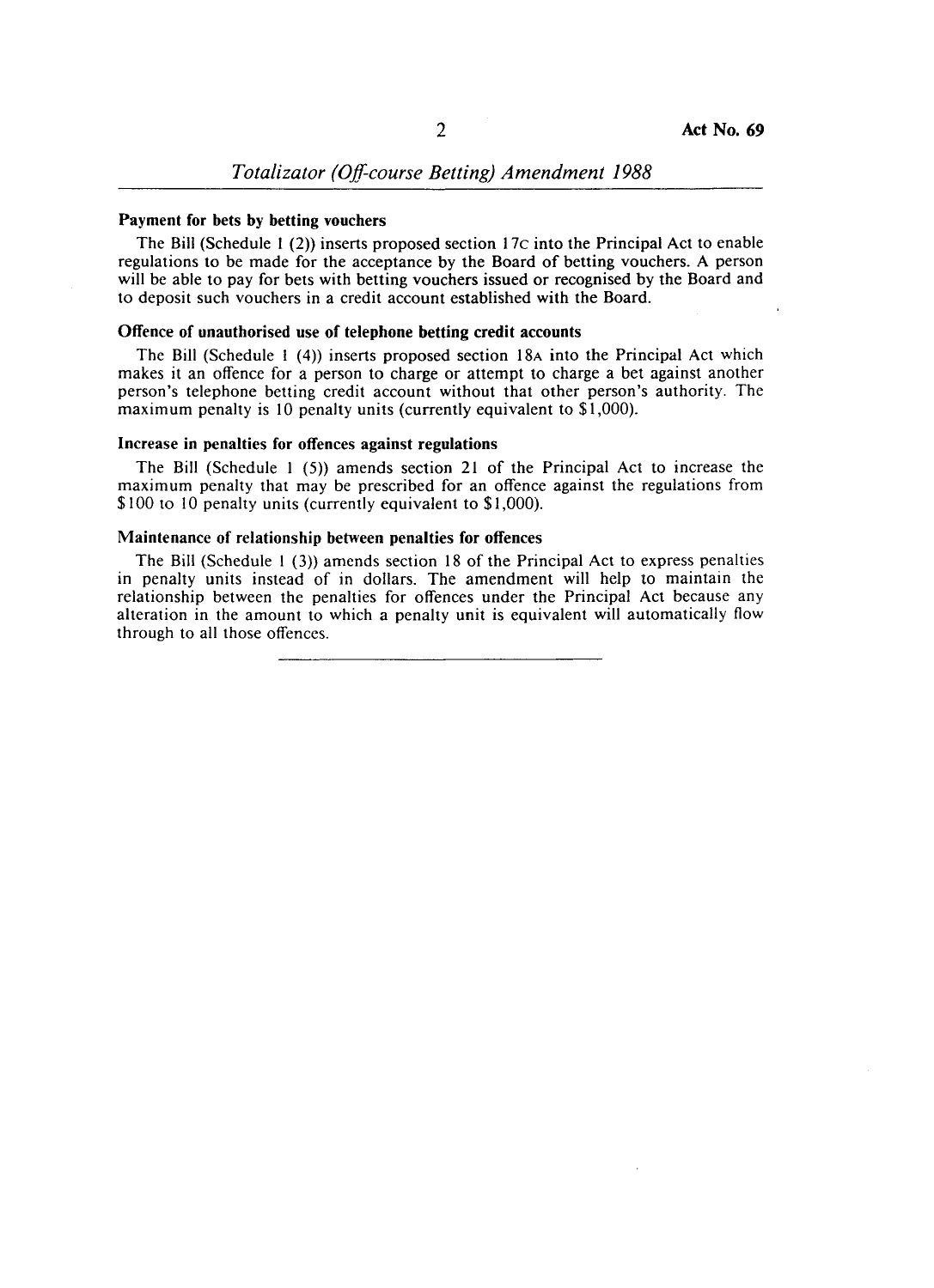#### Payment for bets by betting vouchers

The Bill (Schedule 1 (2)) inserts proposed section 17C into the Principal Act to enable regulations to be made for the acceptance by the Board of betting vouchers. A person will be able to pay for bets with betting vouchers issued or recognised by the Board and to deposit such vouchers in a credit account established with the Board.

#### Offence of unauthorised use of telephone betting credit accounts

The Bill (Schedule 1 (4)) inserts proposed section 18A into the Principal Act which makes it an offence for a person to charge or attempt to charge a bet against another person's telephone betting credit account without that other person's authority. The maximum penalty is 10 penalty units (currently equivalent to $1,000).

#### Increase in penalties for offences against regulations

The Bill (Schedule 1 (5)) amends section 21 of the Principal Act to increase the maximum penalty that may be prescribed for an offence against the regulations from $100 to 10 penalty units (currently equivalent to $1,000).

#### Maintenance of relationship between penalties for offences

The Bill (Schedule 1 (3)) amends section 18 of the Principal Act to express penalties in penalty units instead of in dollars. The amendment will help to maintain the relationship between the penalties for offences under the Principal Act because any alteration in the amount to which a penalty unit is equivalent will automatically flow through to all those offences.